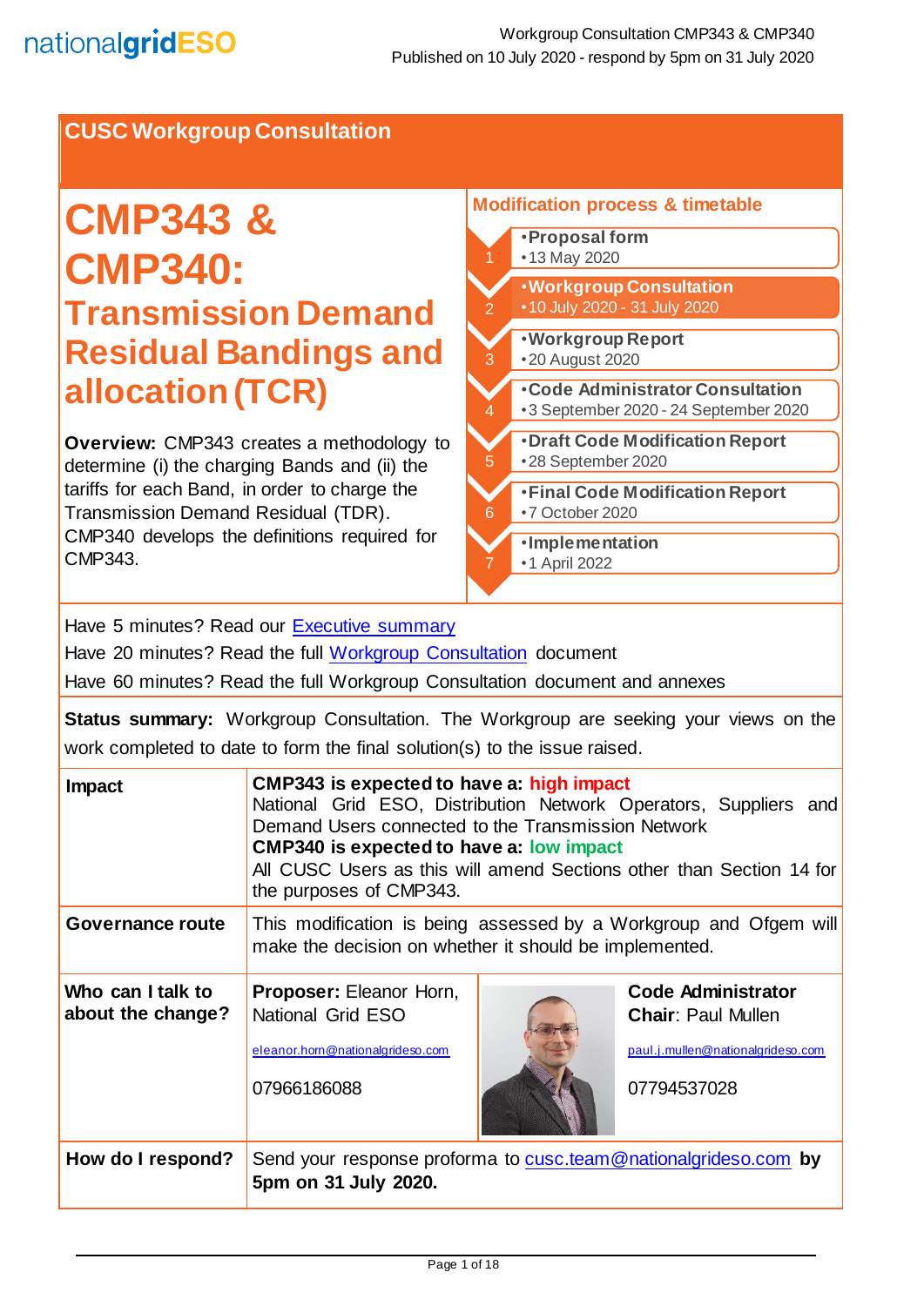nationalgridESO

Workgroup Consultation CMP343 & CMP340
Published on 10 July 2020 - respond by 5pm on 31 July 2020

## CUSC Workgroup Consultation

# CMP343 & CMP340: Transmission Demand Residual Bandings and allocation (TCR)

**Overview:** CMP343 creates a methodology to determine (i) the charging Bands and (ii) the tariffs for each Band, in order to charge the Transmission Demand Residual (TDR). CMP340 develops the definitions required for CMP343.

### Modification process & timetable

1. **Proposal form**
   - 13 May 2020
2. **Workgroup Consultation**
   - 10 July 2020 - 31 July 2020
3. **Workgroup Report**
   - 20 August 2020
4. **Code Administrator Consultation**
   - 3 September 2020 - 24 September 2020
5. **Draft Code Modification Report**
   - 28 September 2020
6. **Final Code Modification Report**
   - 7 October 2020
7. **Implementation**
   - 1 April 2022

Have 5 minutes? Read our Executive summary

Have 20 minutes? Read the full Workgroup Consultation document

Have 60 minutes? Read the full Workgroup Consultation document and annexes

**Status summary:** Workgroup Consultation. The Workgroup are seeking your views on the work completed to date to form the final solution(s) to the issue raised.

| | |
|---|---|
| **Impact** | **CMP343 is expected to have a: high impact**<br>National Grid ESO, Distribution Network Operators, Suppliers and Demand Users connected to the Transmission Network<br>**CMP340 is expected to have a: low impact**<br>All CUSC Users as this will amend Sections other than Section 14 for the purposes of CMP343. |
| **Governance route** | This modification is being assessed by a Workgroup and Ofgem will make the decision on whether it should be implemented. |
| **Who can I talk to about the change?** | **Proposer:** Eleanor Horn, National Grid ESO<br>eleanor.horn@nationalgrideso.com<br>07966186088<br><br>**Code Administrator Chair**: Paul Mullen<br>paul.j.mullen@nationalgrideso.com<br>07794537028 |
| **How do I respond?** | Send your response proforma to cusc.team@nationalgrideso.com **by 5pm on 31 July 2020.** |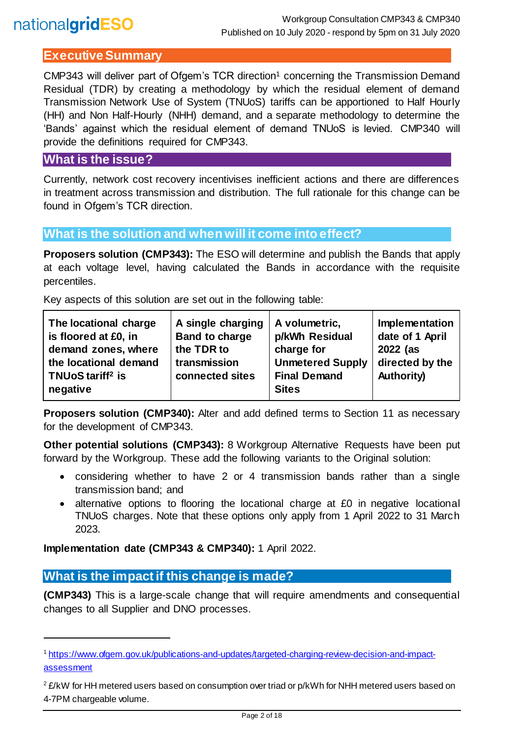## Executive Summary

CMP343 will deliver part of Ofgem's TCR direction[1] concerning the Transmission Demand Residual (TDR) by creating a methodology by which the residual element of demand Transmission Network Use of System (TNUoS) tariffs can be apportioned to Half Hourly (HH) and Non Half-Hourly (NHH) demand, and a separate methodology to determine the 'Bands' against which the residual element of demand TNUoS is levied. CMP340 will provide the definitions required for CMP343.

## What is the issue?

Currently, network cost recovery incentivises inefficient actions and there are differences in treatment across transmission and distribution. The full rationale for this change can be found in Ofgem's TCR direction.

## What is the solution and when will it come into effect?

**Proposers solution (CMP343):** The ESO will determine and publish the Bands that apply at each voltage level, having calculated the Bands in accordance with the requisite percentiles.

Key aspects of this solution are set out in the following table:

| **The locational charge is floored at £0, in demand zones, where the locational demand TNUoS tariff[2] is negative** | **A single charging Band to charge the TDR to transmission connected sites** | **A volumetric, p/kWh Residual charge for Unmetered Supply Final Demand Sites** | **Implementation date of 1 April 2022 (as directed by the Authority)** |
|---|---|---|---|

**Proposers solution (CMP340):** Alter and add defined terms to Section 11 as necessary for the development of CMP343.

**Other potential solutions (CMP343):** 8 Workgroup Alternative Requests have been put forward by the Workgroup. These add the following variants to the Original solution:

- considering whether to have 2 or 4 transmission bands rather than a single transmission band; and
- alternative options to flooring the locational charge at £0 in negative locational TNUoS charges. Note that these options only apply from 1 April 2022 to 31 March 2023.

**Implementation date (CMP343 & CMP340):** 1 April 2022.

## What is the impact if this change is made?

**(CMP343)** This is a large-scale change that will require amendments and consequential changes to all Supplier and DNO processes.

---

[1] https://www.ofgem.gov.uk/publications-and-updates/targeted-charging-review-decision-and-impact-assessment

[2] £/kW for HH metered users based on consumption over triad or p/kWh for NHH metered users based on 4-7PM chargeable volume.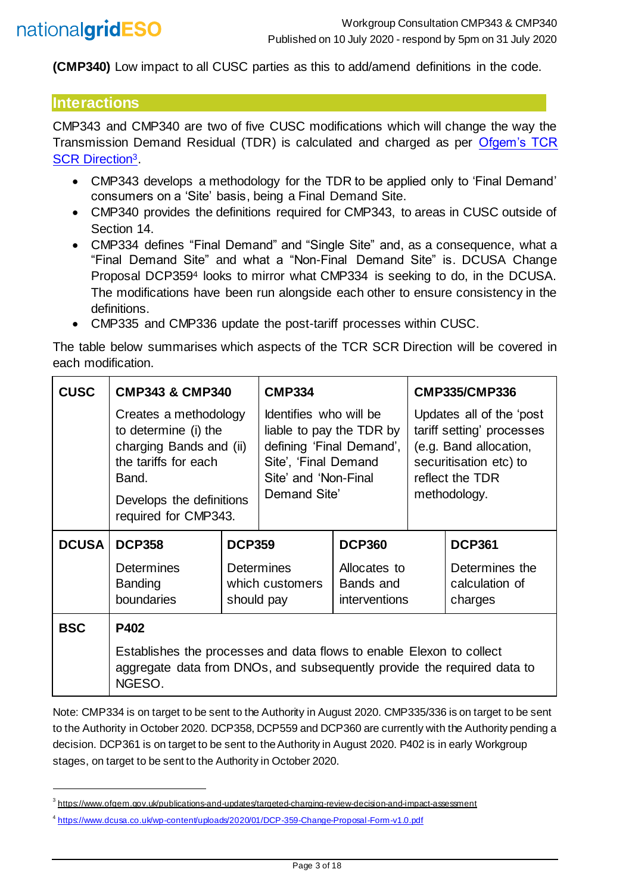**(CMP340)** Low impact to all CUSC parties as this to add/amend definitions in the code.

## Interactions

CMP343 and CMP340 are two of five CUSC modifications which will change the way the Transmission Demand Residual (TDR) is calculated and charged as per Ofgem's TCR SCR Direction[3].

- CMP343 develops a methodology for the TDR to be applied only to 'Final Demand' consumers on a 'Site' basis, being a Final Demand Site.
- CMP340 provides the definitions required for CMP343, to areas in CUSC outside of Section 14.
- CMP334 defines "Final Demand" and "Single Site" and, as a consequence, what a "Final Demand Site" and what a "Non-Final Demand Site" is. DCUSA Change Proposal DCP359[4] looks to mirror what CMP334 is seeking to do, in the DCUSA. The modifications have been run alongside each other to ensure consistency in the definitions.
- CMP335 and CMP336 update the post-tariff processes within CUSC.

The table below summarises which aspects of the TCR SCR Direction will be covered in each modification.

| CUSC | **CMP343 & CMP340**<br>Creates a methodology to determine (i) the charging Bands and (ii) the tariffs for each Band.<br>Develops the definitions required for CMP343. | **CMP334**<br>Identifies who will be liable to pay the TDR by defining 'Final Demand', Site', 'Final Demand Site' and 'Non-Final Demand Site' | **CMP335/CMP336**<br>Updates all of the 'post tariff setting' processes (e.g. Band allocation, securitisation etc) to reflect the TDR methodology. | |
|---|---|---|---|---|
| **DCUSA** | **DCP358**<br>Determines Banding boundaries | **DCP359**<br>Determines which customers should pay | **DCP360**<br>Allocates to Bands and interventions | **DCP361**<br>Determines the calculation of charges |
| **BSC** | **P402**<br>Establishes the processes and data flows to enable Elexon to collect aggregate data from DNOs, and subsequently provide the required data to NGESO. | | | |

Note: CMP334 is on target to be sent to the Authority in August 2020. CMP335/336 is on target to be sent to the Authority in October 2020. DCP358, DCP559 and DCP360 are currently with the Authority pending a decision. DCP361 is on target to be sent to the Authority in August 2020. P402 is in early Workgroup stages, on target to be sent to the Authority in October 2020.

---

[3] https://www.ofgem.gov.uk/publications-and-updates/targeted-charging-review-decision-and-impact-assessment

[4] https://www.dcusa.co.uk/wp-content/uploads/2020/01/DCP-359-Change-Proposal-Form-v1.0.pdf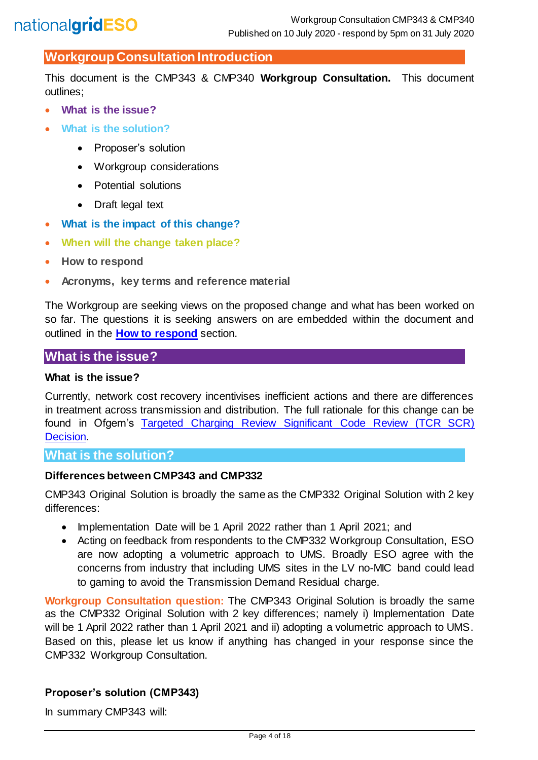## Workgroup Consultation Introduction

This document is the CMP343 & CMP340 **Workgroup Consultation.** This document outlines;

- **What is the issue?**
- **What is the solution?**
    - Proposer's solution
    - Workgroup considerations
    - Potential solutions
    - Draft legal text
- **What is the impact of this change?**
- **When will the change taken place?**
- **How to respond**
- **Acronyms, key terms and reference material**

The Workgroup are seeking views on the proposed change and what has been worked on so far. The questions it is seeking answers on are embedded within the document and outlined in the **How to respond** section.

## What is the issue?

### What is the issue?

Currently, network cost recovery incentivises inefficient actions and there are differences in treatment across transmission and distribution. The full rationale for this change can be found in Ofgem's Targeted Charging Review Significant Code Review (TCR SCR) Decision.

## What is the solution?

### Differences between CMP343 and CMP332

CMP343 Original Solution is broadly the same as the CMP332 Original Solution with 2 key differences:

- Implementation Date will be 1 April 2022 rather than 1 April 2021; and
- Acting on feedback from respondents to the CMP332 Workgroup Consultation, ESO are now adopting a volumetric approach to UMS. Broadly ESO agree with the concerns from industry that including UMS sites in the LV no-MIC band could lead to gaming to avoid the Transmission Demand Residual charge.

**Workgroup Consultation question:** The CMP343 Original Solution is broadly the same as the CMP332 Original Solution with 2 key differences; namely i) Implementation Date will be 1 April 2022 rather than 1 April 2021 and ii) adopting a volumetric approach to UMS. Based on this, please let us know if anything has changed in your response since the CMP332 Workgroup Consultation.

### Proposer's solution (CMP343)

In summary CMP343 will: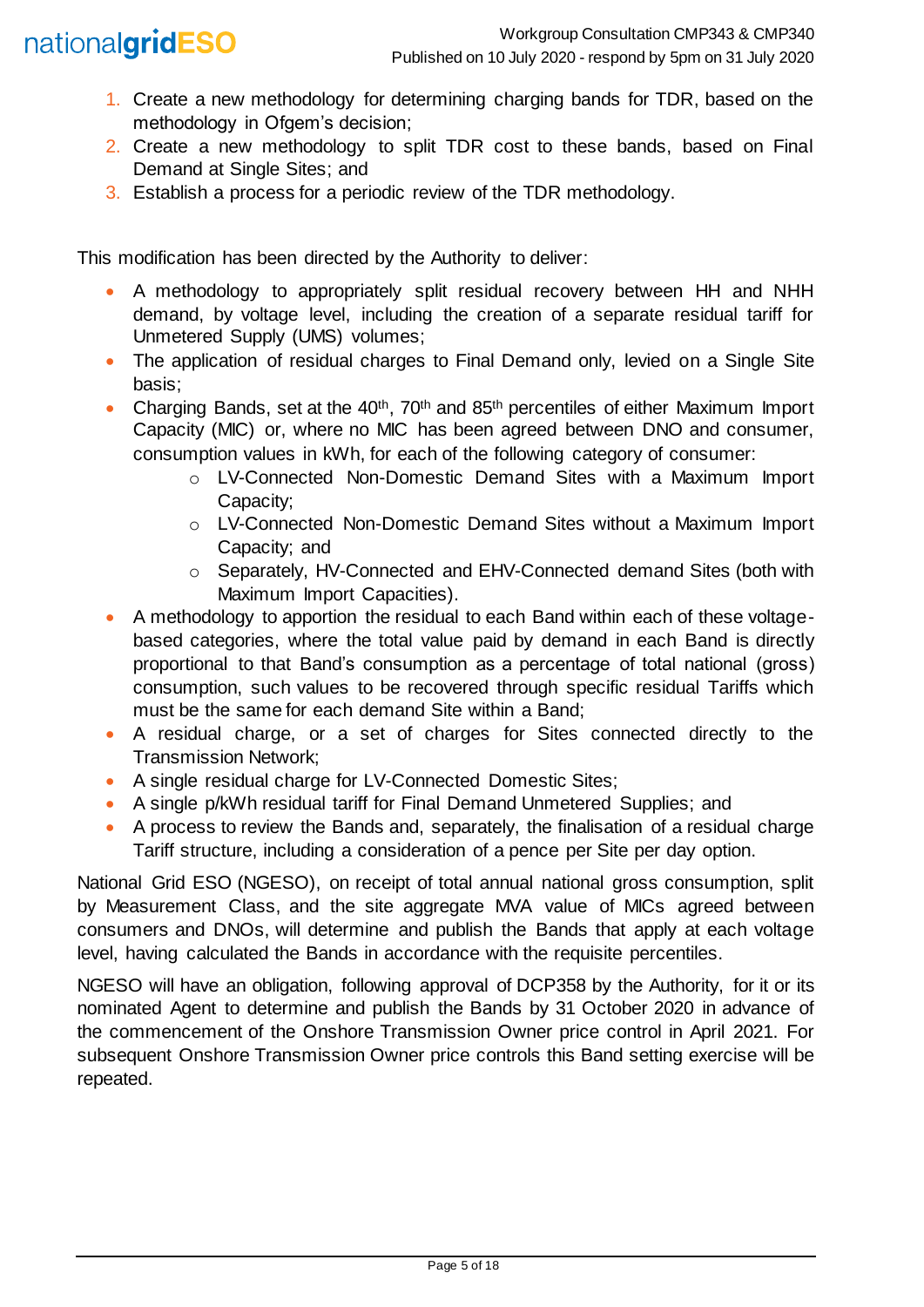1. Create a new methodology for determining charging bands for TDR, based on the methodology in Ofgem's decision;
2. Create a new methodology to split TDR cost to these bands, based on Final Demand at Single Sites; and
3. Establish a process for a periodic review of the TDR methodology.

This modification has been directed by the Authority to deliver:

- A methodology to appropriately split residual recovery between HH and NHH demand, by voltage level, including the creation of a separate residual tariff for Unmetered Supply (UMS) volumes;
- The application of residual charges to Final Demand only, levied on a Single Site basis;
- Charging Bands, set at the 40th, 70th and 85th percentiles of either Maximum Import Capacity (MIC) or, where no MIC has been agreed between DNO and consumer, consumption values in kWh, for each of the following category of consumer:
  - LV-Connected Non-Domestic Demand Sites with a Maximum Import Capacity;
  - LV-Connected Non-Domestic Demand Sites without a Maximum Import Capacity; and
  - Separately, HV-Connected and EHV-Connected demand Sites (both with Maximum Import Capacities).
- A methodology to apportion the residual to each Band within each of these voltage-based categories, where the total value paid by demand in each Band is directly proportional to that Band's consumption as a percentage of total national (gross) consumption, such values to be recovered through specific residual Tariffs which must be the same for each demand Site within a Band;
- A residual charge, or a set of charges for Sites connected directly to the Transmission Network;
- A single residual charge for LV-Connected Domestic Sites;
- A single p/kWh residual tariff for Final Demand Unmetered Supplies; and
- A process to review the Bands and, separately, the finalisation of a residual charge Tariff structure, including a consideration of a pence per Site per day option.

National Grid ESO (NGESO), on receipt of total annual national gross consumption, split by Measurement Class, and the site aggregate MVA value of MICs agreed between consumers and DNOs, will determine and publish the Bands that apply at each voltage level, having calculated the Bands in accordance with the requisite percentiles.

NGESO will have an obligation, following approval of DCP358 by the Authority, for it or its nominated Agent to determine and publish the Bands by 31 October 2020 in advance of the commencement of the Onshore Transmission Owner price control in April 2021. For subsequent Onshore Transmission Owner price controls this Band setting exercise will be repeated.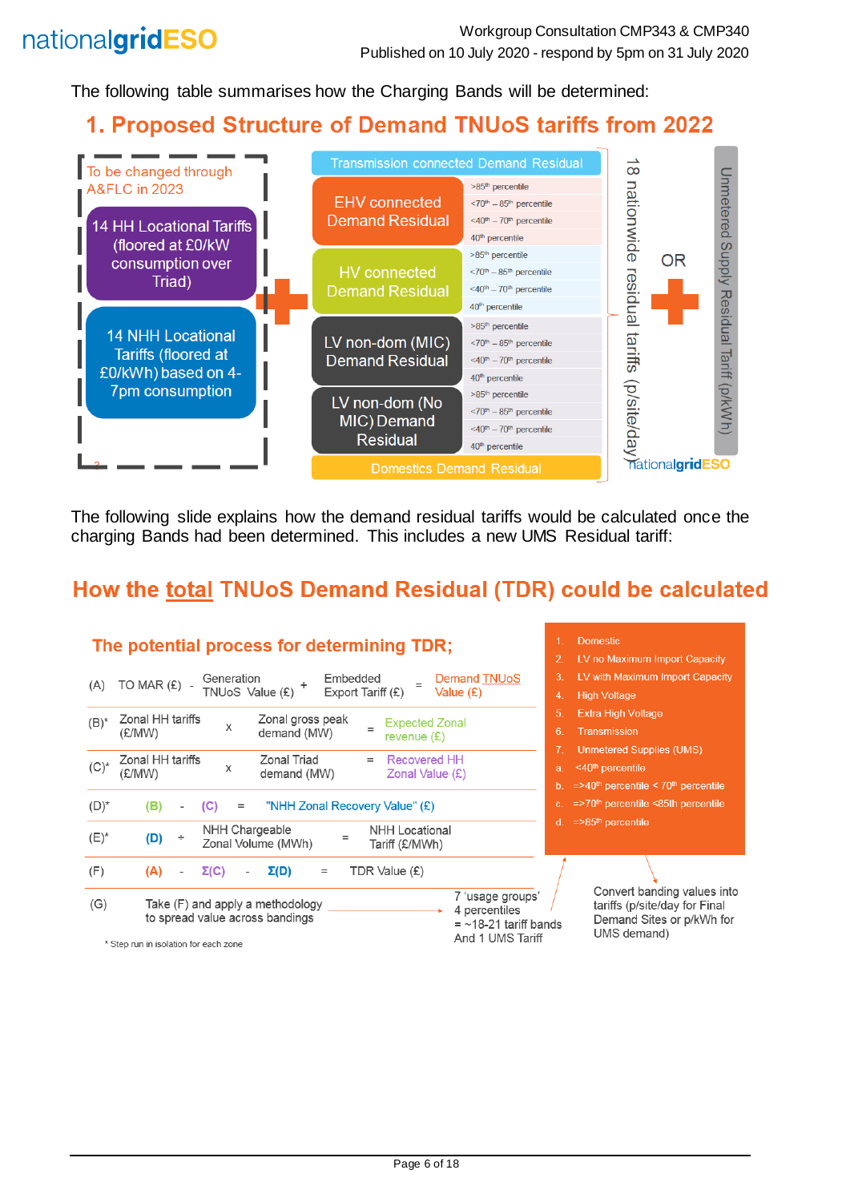The following table summarises how the Charging Bands will be determined:

## 1. Proposed Structure of Demand TNUoS tariffs from 2022

To be changed through A&FLC in 2023

- 14 HH Locational Tariffs (floored at £0/kW consumption over Triad)
- 14 NHH Locational Tariffs (floored at £0/kWh) based on 4-7pm consumption

\+

Transmission connected Demand Residual

| Demand Residual | Percentile band |
|---|---|
| EHV connected Demand Residual | >85th percentile |
| | <70th – 85th percentile |
| | <40th – 70th percentile |
| | 40th percentile |
| HV connected Demand Residual | >85th percentile |
| | <70th – 85th percentile |
| | <40th – 70th percentile |
| | 40th percentile |
| LV non-dom (MIC) Demand Residual | >85th percentile |
| | <70th – 85th percentile |
| | <40th – 70th percentile |
| | 40th percentile |
| LV non-dom (No MIC) Demand Residual | >85th percentile |
| | <70th – 85th percentile |
| | <40th – 70th percentile |
| | 40th percentile |

Domestics Demand Residual

18 nationwide residual tariffs (p/site/day)

OR

\+ Unmetered Supply Residual Tariff (p/kWh)

The following slide explains how the demand residual tariffs would be calculated once the charging Bands had been determined. This includes a new UMS Residual tariff:

## How the total TNUoS Demand Residual (TDR) could be calculated

### The potential process for determining TDR;

| | | | | | | | |
|---|---|---|---|---|---|---|---|
| (A) | TO MAR (£) | - | Generation TNUoS Value (£) | + | Embedded Export Tariff (£) | = | Demand TNUoS Value (£) |
| (B)* | Zonal HH tariffs (£/MW) | x | Zonal gross peak demand (MW) | | | = | Expected Zonal revenue (£) |
| (C)* | Zonal HH tariffs (£/MW) | x | Zonal Triad demand (MW) | | | = | Recovered HH Zonal Value (£) |
| (D)* | (B) | - | (C) | | | = | "NHH Zonal Recovery Value" (£) |
| (E)* | (D) | ÷ | NHH Chargeable Zonal Volume (MWh) | | | = | NHH Locational Tariff (£/MWh) |
| (F) | (A) | - | Σ(C) | - | Σ(D) | = | TDR Value (£) |
| (G) | Take (F) and apply a methodology to spread value across bandings | → | 7 'usage groups' 4 percentiles = ~18-21 tariff bands And 1 UMS Tariff | | | | |

\* Step run in isolation for each zone

1. Domestic
2. LV no Maximum Import Capacity
3. LV with Maximum Import Capacity
4. High Voltage
5. Extra High Voltage
6. Transmission
7. Unmetered Supplies (UMS)

a. <40th percentile
b. =>40th percentile < 70th percentile
c. =>70th percentile <85th percentile
d. =>85th percentile

Convert banding values into tariffs (p/site/day for Final Demand Sites or p/kWh for UMS demand)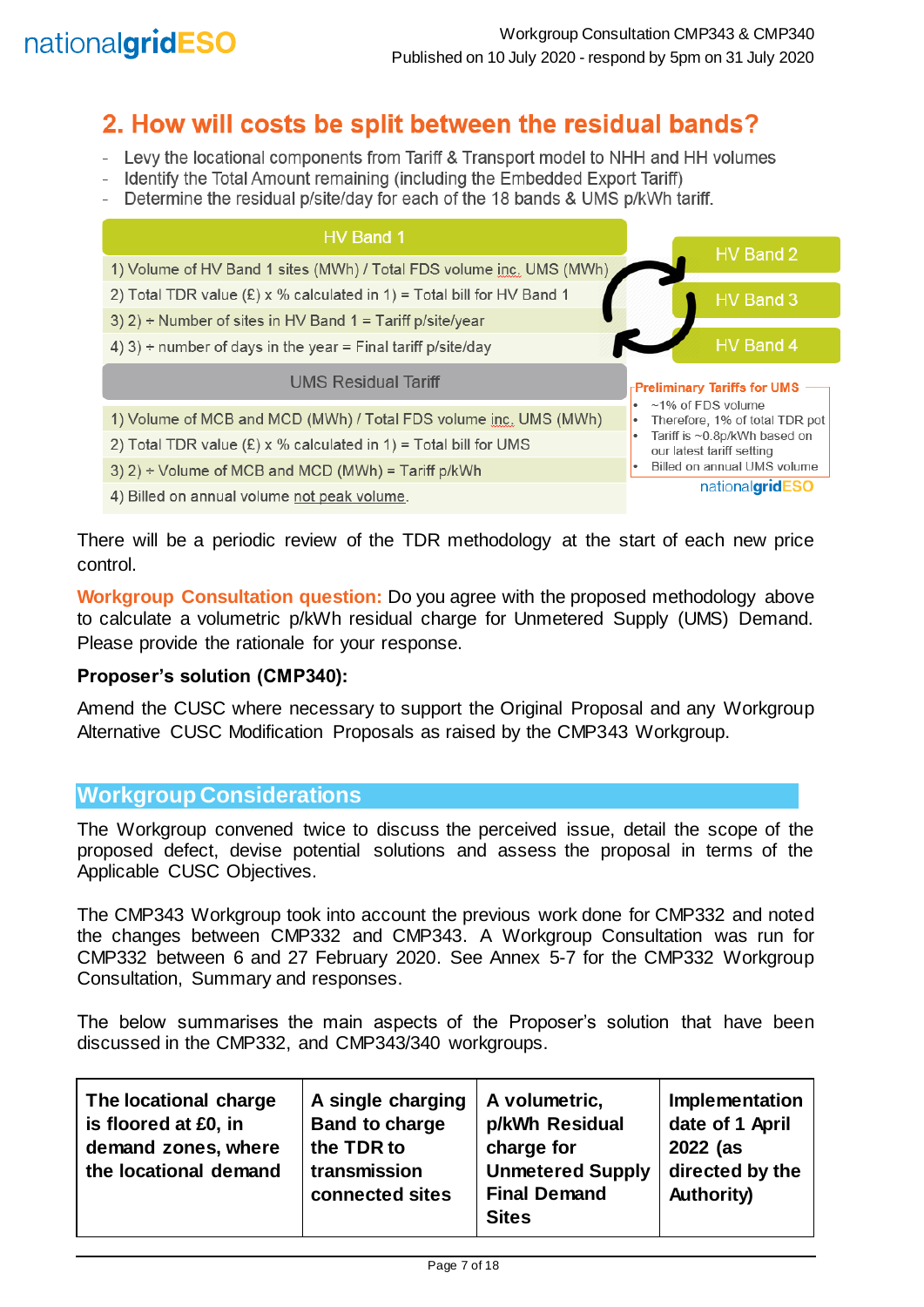## 2. How will costs be split between the residual bands?

- Levy the locational components from Tariff & Transport model to NHH and HH volumes
- Identify the Total Amount remaining (including the Embedded Export Tariff)
- Determine the residual p/site/day for each of the 18 bands & UMS p/kWh tariff.

**HV Band 1**

1) Volume of HV Band 1 sites (MWh) / Total FDS volume inc. UMS (MWh)
2) Total TDR value (£) x % calculated in 1) = Total bill for HV Band 1
3) 2) ÷ Number of sites in HV Band 1 = Tariff p/site/year
4) 3) ÷ number of days in the year = Final tariff p/site/day

HV Band 2

HV Band 3

HV Band 4

**UMS Residual Tariff**

1) Volume of MCB and MCD (MWh) / Total FDS volume inc. UMS (MWh)
2) Total TDR value (£) x % calculated in 1) = Total bill for UMS
3) 2) ÷ Volume of MCB and MCD (MWh) = Tariff p/kWh
4) Billed on annual volume not peak volume.

**Preliminary Tariffs for UMS**

- ~1% of FDS volume
- Therefore, 1% of total TDR pot
- Tariff is ~0.8p/kWh based on our latest tariff setting
- Billed on annual UMS volume

There will be a periodic review of the TDR methodology at the start of each new price control.

**Workgroup Consultation question:** Do you agree with the proposed methodology above to calculate a volumetric p/kWh residual charge for Unmetered Supply (UMS) Demand. Please provide the rationale for your response.

**Proposer's solution (CMP340):**

Amend the CUSC where necessary to support the Original Proposal and any Workgroup Alternative CUSC Modification Proposals as raised by the CMP343 Workgroup.

## Workgroup Considerations

The Workgroup convened twice to discuss the perceived issue, detail the scope of the proposed defect, devise potential solutions and assess the proposal in terms of the Applicable CUSC Objectives.

The CMP343 Workgroup took into account the previous work done for CMP332 and noted the changes between CMP332 and CMP343. A Workgroup Consultation was run for CMP332 between 6 and 27 February 2020. See Annex 5-7 for the CMP332 Workgroup Consultation, Summary and responses.

The below summarises the main aspects of the Proposer's solution that have been discussed in the CMP332, and CMP343/340 workgroups.

| The locational charge is floored at £0, in demand zones, where the locational demand | A single charging Band to charge the TDR to transmission connected sites | A volumetric, p/kWh Residual charge for Unmetered Supply Final Demand Sites | Implementation date of 1 April 2022 (as directed by the Authority) |
|---|---|---|---|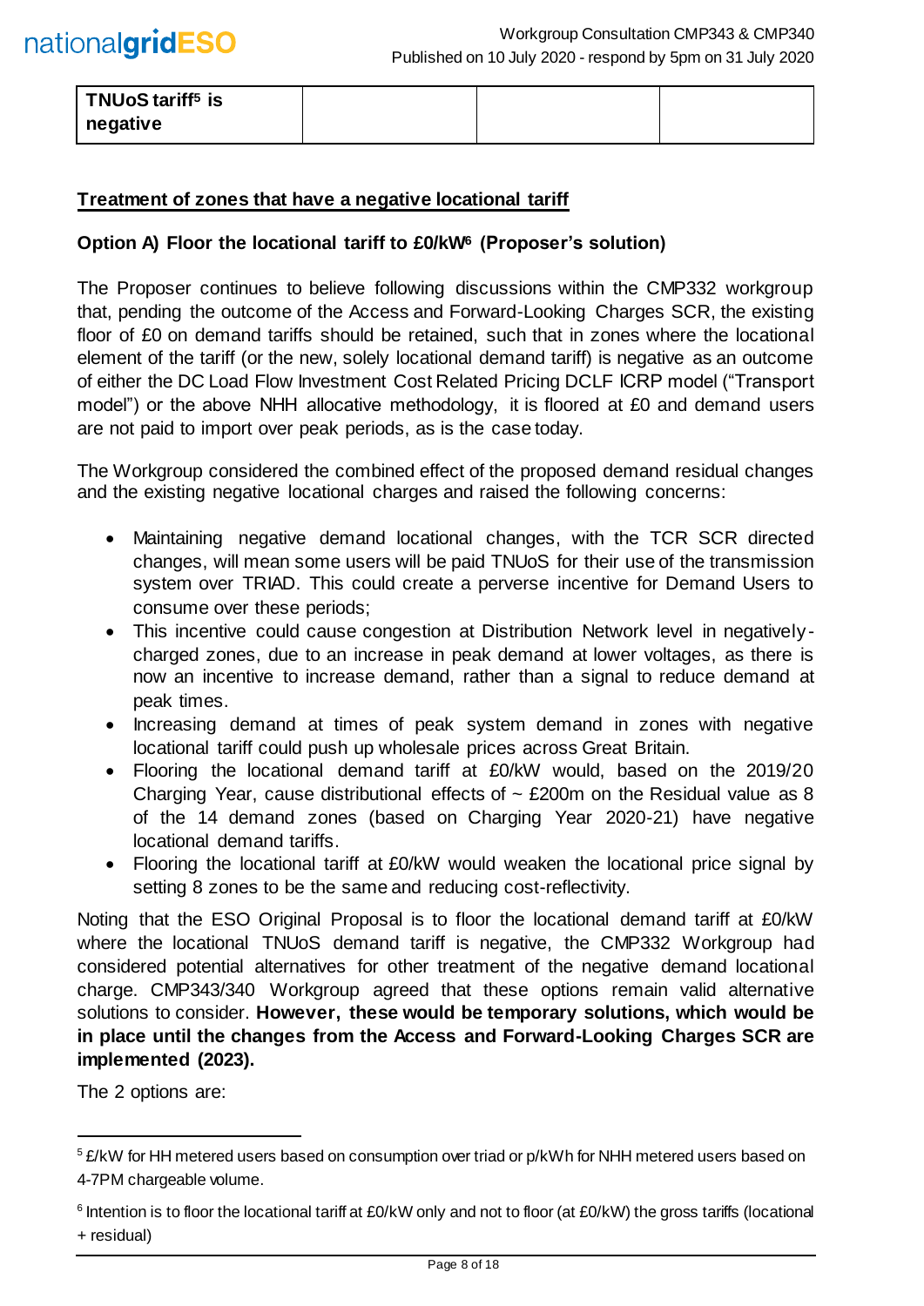| TNUoS tariff[5] is negative | | | |
|---|---|---|---|

**Treatment of zones that have a negative locational tariff**

**Option A) Floor the locational tariff to £0/kW[6] (Proposer's solution)**

The Proposer continues to believe following discussions within the CMP332 workgroup that, pending the outcome of the Access and Forward-Looking Charges SCR, the existing floor of £0 on demand tariffs should be retained, such that in zones where the locational element of the tariff (or the new, solely locational demand tariff) is negative as an outcome of either the DC Load Flow Investment Cost Related Pricing DCLF ICRP model ("Transport model") or the above NHH allocative methodology, it is floored at £0 and demand users are not paid to import over peak periods, as is the case today.

The Workgroup considered the combined effect of the proposed demand residual changes and the existing negative locational charges and raised the following concerns:

- Maintaining negative demand locational changes, with the TCR SCR directed changes, will mean some users will be paid TNUoS for their use of the transmission system over TRIAD. This could create a perverse incentive for Demand Users to consume over these periods;
- This incentive could cause congestion at Distribution Network level in negatively-charged zones, due to an increase in peak demand at lower voltages, as there is now an incentive to increase demand, rather than a signal to reduce demand at peak times.
- Increasing demand at times of peak system demand in zones with negative locational tariff could push up wholesale prices across Great Britain.
- Flooring the locational demand tariff at £0/kW would, based on the 2019/20 Charging Year, cause distributional effects of ~ £200m on the Residual value as 8 of the 14 demand zones (based on Charging Year 2020-21) have negative locational demand tariffs.
- Flooring the locational tariff at £0/kW would weaken the locational price signal by setting 8 zones to be the same and reducing cost-reflectivity.

Noting that the ESO Original Proposal is to floor the locational demand tariff at £0/kW where the locational TNUoS demand tariff is negative, the CMP332 Workgroup had considered potential alternatives for other treatment of the negative demand locational charge. CMP343/340 Workgroup agreed that these options remain valid alternative solutions to consider. **However, these would be temporary solutions, which would be in place until the changes from the Access and Forward-Looking Charges SCR are implemented (2023).**

The 2 options are:

---

[5] £/kW for HH metered users based on consumption over triad or p/kWh for NHH metered users based on 4-7PM chargeable volume.

[6] Intention is to floor the locational tariff at £0/kW only and not to floor (at £0/kW) the gross tariffs (locational + residual)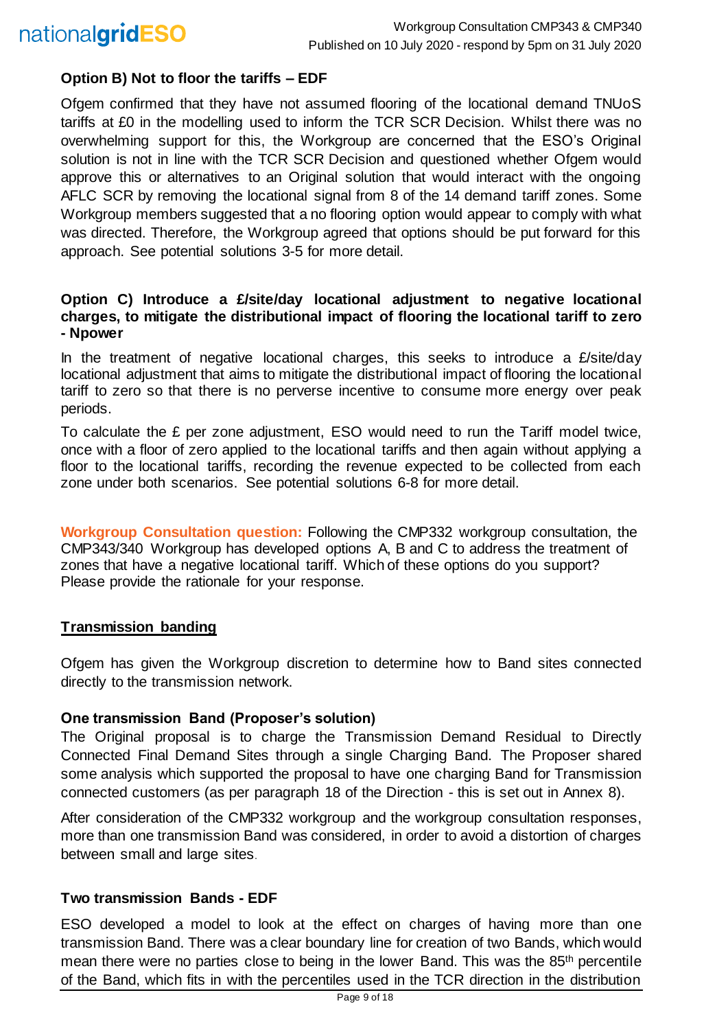**Option B) Not to floor the tariffs – EDF**

Ofgem confirmed that they have not assumed flooring of the locational demand TNUoS tariffs at £0 in the modelling used to inform the TCR SCR Decision. Whilst there was no overwhelming support for this, the Workgroup are concerned that the ESO's Original solution is not in line with the TCR SCR Decision and questioned whether Ofgem would approve this or alternatives to an Original solution that would interact with the ongoing AFLC SCR by removing the locational signal from 8 of the 14 demand tariff zones. Some Workgroup members suggested that a no flooring option would appear to comply with what was directed. Therefore, the Workgroup agreed that options should be put forward for this approach. See potential solutions 3-5 for more detail.

**Option C) Introduce a £/site/day locational adjustment to negative locational charges, to mitigate the distributional impact of flooring the locational tariff to zero - Npower**

In the treatment of negative locational charges, this seeks to introduce a £/site/day locational adjustment that aims to mitigate the distributional impact of flooring the locational tariff to zero so that there is no perverse incentive to consume more energy over peak periods.

To calculate the £ per zone adjustment, ESO would need to run the Tariff model twice, once with a floor of zero applied to the locational tariffs and then again without applying a floor to the locational tariffs, recording the revenue expected to be collected from each zone under both scenarios. See potential solutions 6-8 for more detail.

**Workgroup Consultation question:** Following the CMP332 workgroup consultation, the CMP343/340 Workgroup has developed options A, B and C to address the treatment of zones that have a negative locational tariff. Which of these options do you support? Please provide the rationale for your response.

## Transmission banding

Ofgem has given the Workgroup discretion to determine how to Band sites connected directly to the transmission network.

**One transmission Band (Proposer's solution)**

The Original proposal is to charge the Transmission Demand Residual to Directly Connected Final Demand Sites through a single Charging Band. The Proposer shared some analysis which supported the proposal to have one charging Band for Transmission connected customers (as per paragraph 18 of the Direction - this is set out in Annex 8).

After consideration of the CMP332 workgroup and the workgroup consultation responses, more than one transmission Band was considered, in order to avoid a distortion of charges between small and large sites.

**Two transmission Bands - EDF**

ESO developed a model to look at the effect on charges of having more than one transmission Band. There was a clear boundary line for creation of two Bands, which would mean there were no parties close to being in the lower Band. This was the 85th percentile of the Band, which fits in with the percentiles used in the TCR direction in the distribution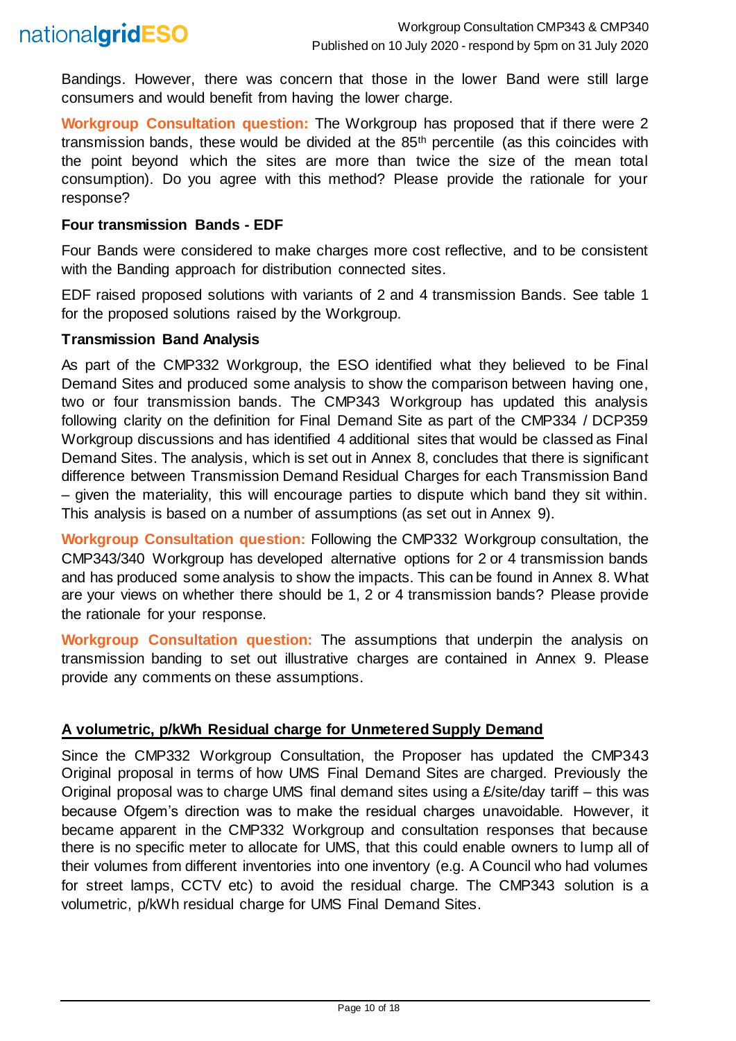Bandings. However, there was concern that those in the lower Band were still large consumers and would benefit from having the lower charge.

**Workgroup Consultation question:** The Workgroup has proposed that if there were 2 transmission bands, these would be divided at the 85th percentile (as this coincides with the point beyond which the sites are more than twice the size of the mean total consumption). Do you agree with this method? Please provide the rationale for your response?

**Four transmission Bands - EDF**

Four Bands were considered to make charges more cost reflective, and to be consistent with the Banding approach for distribution connected sites.

EDF raised proposed solutions with variants of 2 and 4 transmission Bands. See table 1 for the proposed solutions raised by the Workgroup.

**Transmission Band Analysis**

As part of the CMP332 Workgroup, the ESO identified what they believed to be Final Demand Sites and produced some analysis to show the comparison between having one, two or four transmission bands. The CMP343 Workgroup has updated this analysis following clarity on the definition for Final Demand Site as part of the CMP334 / DCP359 Workgroup discussions and has identified 4 additional sites that would be classed as Final Demand Sites. The analysis, which is set out in Annex 8, concludes that there is significant difference between Transmission Demand Residual Charges for each Transmission Band – given the materiality, this will encourage parties to dispute which band they sit within. This analysis is based on a number of assumptions (as set out in Annex 9).

**Workgroup Consultation question:** Following the CMP332 Workgroup consultation, the CMP343/340 Workgroup has developed alternative options for 2 or 4 transmission bands and has produced some analysis to show the impacts. This can be found in Annex 8. What are your views on whether there should be 1, 2 or 4 transmission bands? Please provide the rationale for your response.

**Workgroup Consultation question:** The assumptions that underpin the analysis on transmission banding to set out illustrative charges are contained in Annex 9. Please provide any comments on these assumptions.

**A volumetric, p/kWh Residual charge for Unmetered Supply Demand**

Since the CMP332 Workgroup Consultation, the Proposer has updated the CMP343 Original proposal in terms of how UMS Final Demand Sites are charged. Previously the Original proposal was to charge UMS final demand sites using a £/site/day tariff – this was because Ofgem's direction was to make the residual charges unavoidable. However, it became apparent in the CMP332 Workgroup and consultation responses that because there is no specific meter to allocate for UMS, that this could enable owners to lump all of their volumes from different inventories into one inventory (e.g. A Council who had volumes for street lamps, CCTV etc) to avoid the residual charge. The CMP343 solution is a volumetric, p/kWh residual charge for UMS Final Demand Sites.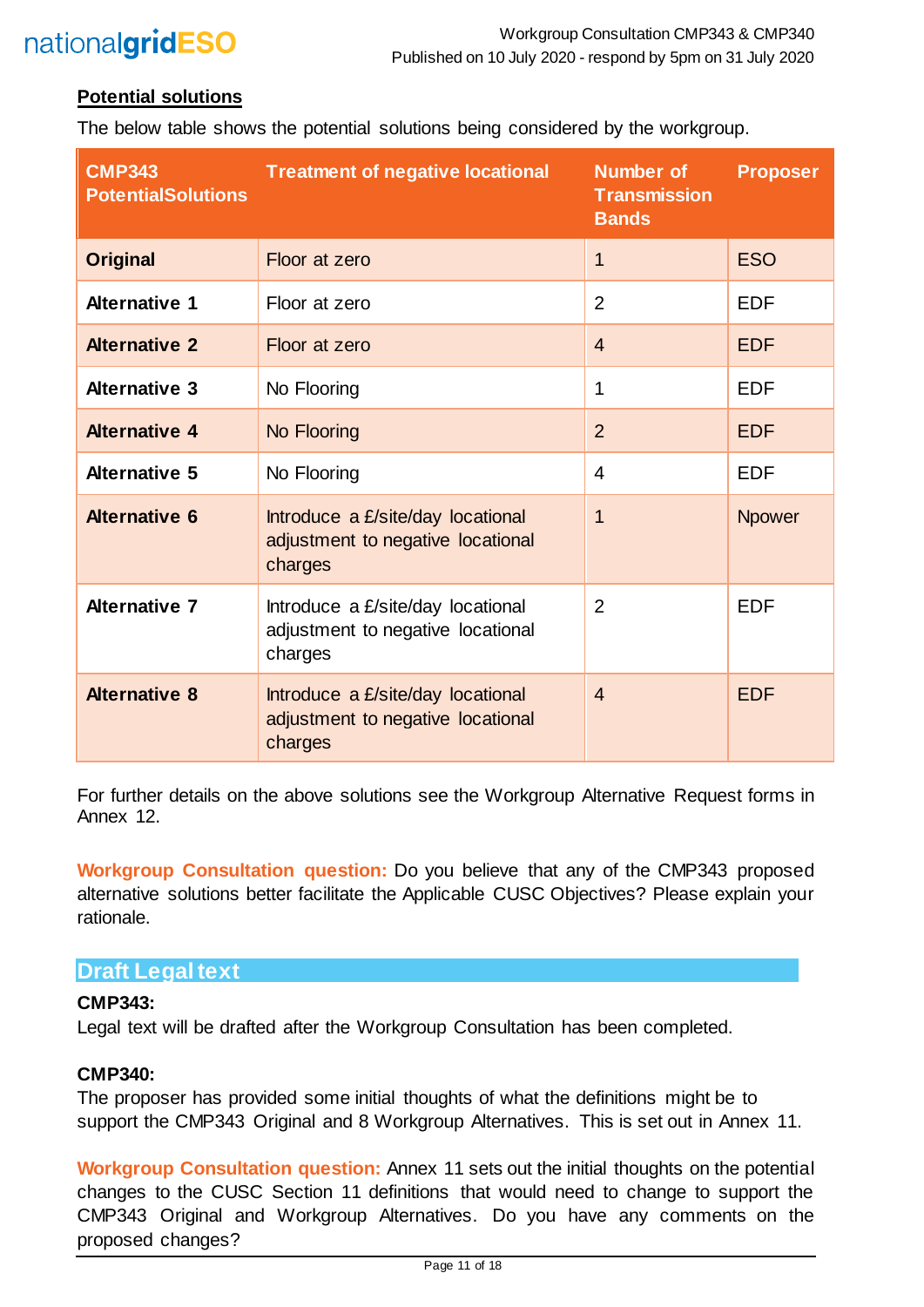### Potential solutions

The below table shows the potential solutions being considered by the workgroup.

| CMP343 PotentialSolutions | Treatment of negative locational | Number of Transmission Bands | Proposer |
|---|---|---|---|
| **Original** | Floor at zero | 1 | ESO |
| **Alternative 1** | Floor at zero | 2 | EDF |
| **Alternative 2** | Floor at zero | 4 | EDF |
| **Alternative 3** | No Flooring | 1 | EDF |
| **Alternative 4** | No Flooring | 2 | EDF |
| **Alternative 5** | No Flooring | 4 | EDF |
| **Alternative 6** | Introduce a £/site/day locational adjustment to negative locational charges | 1 | Npower |
| **Alternative 7** | Introduce a £/site/day locational adjustment to negative locational charges | 2 | EDF |
| **Alternative 8** | Introduce a £/site/day locational adjustment to negative locational charges | 4 | EDF |

For further details on the above solutions see the Workgroup Alternative Request forms in Annex 12.

**Workgroup Consultation question:** Do you believe that any of the CMP343 proposed alternative solutions better facilitate the Applicable CUSC Objectives? Please explain your rationale.

## Draft Legal text

**CMP343:**

Legal text will be drafted after the Workgroup Consultation has been completed.

**CMP340:**

The proposer has provided some initial thoughts of what the definitions might be to support the CMP343 Original and 8 Workgroup Alternatives. This is set out in Annex 11.

**Workgroup Consultation question:** Annex 11 sets out the initial thoughts on the potential changes to the CUSC Section 11 definitions that would need to change to support the CMP343 Original and Workgroup Alternatives. Do you have any comments on the proposed changes?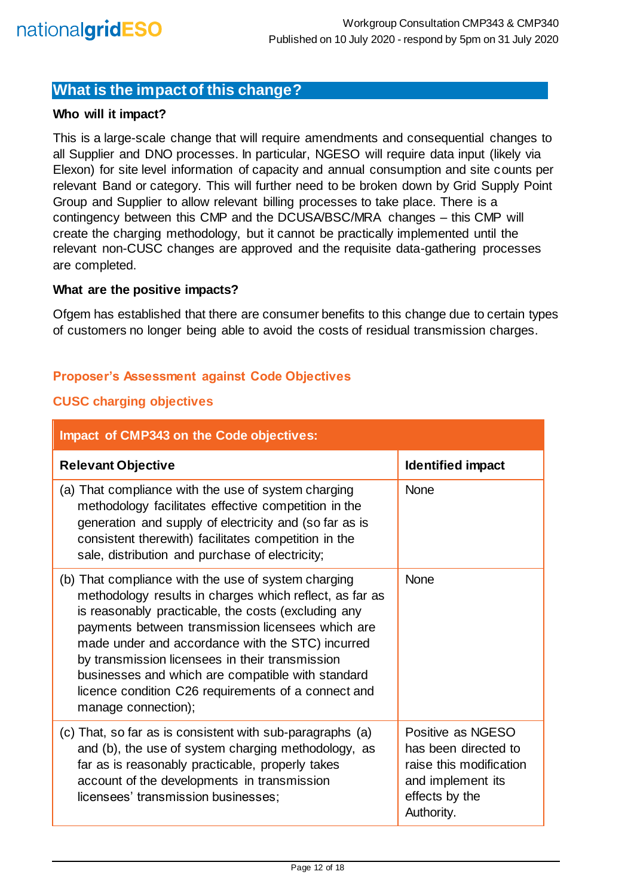## What is the impact of this change?

**Who will it impact?**

This is a large-scale change that will require amendments and consequential changes to all Supplier and DNO processes. In particular, NGESO will require data input (likely via Elexon) for site level information of capacity and annual consumption and site counts per relevant Band or category. This will further need to be broken down by Grid Supply Point Group and Supplier to allow relevant billing processes to take place. There is a contingency between this CMP and the DCUSA/BSC/MRA changes – this CMP will create the charging methodology, but it cannot be practically implemented until the relevant non-CUSC changes are approved and the requisite data-gathering processes are completed.

**What are the positive impacts?**

Ofgem has established that there are consumer benefits to this change due to certain types of customers no longer being able to avoid the costs of residual transmission charges.

### Proposer's Assessment against Code Objectives

### CUSC charging objectives

| Impact of CMP343 on the Code objectives: | |
|---|---|
| **Relevant Objective** | **Identified impact** |
| (a) That compliance with the use of system charging methodology facilitates effective competition in the generation and supply of electricity and (so far as is consistent therewith) facilitates competition in the sale, distribution and purchase of electricity; | None |
| (b) That compliance with the use of system charging methodology results in charges which reflect, as far as is reasonably practicable, the costs (excluding any payments between transmission licensees which are made under and accordance with the STC) incurred by transmission licensees in their transmission businesses and which are compatible with standard licence condition C26 requirements of a connect and manage connection); | None |
| (c) That, so far as is consistent with sub-paragraphs (a) and (b), the use of system charging methodology, as far as is reasonably practicable, properly takes account of the developments in transmission licensees' transmission businesses; | Positive as NGESO has been directed to raise this modification and implement its effects by the Authority. |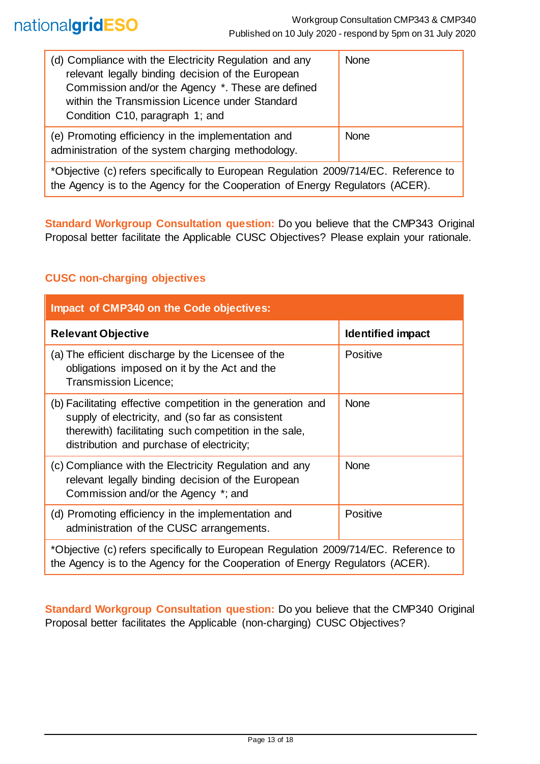| | |
|---|---|
| (d) Compliance with the Electricity Regulation and any relevant legally binding decision of the European Commission and/or the Agency *. These are defined within the Transmission Licence under Standard Condition C10, paragraph 1; and | None |
| (e) Promoting efficiency in the implementation and administration of the system charging methodology. | None |
| *Objective (c) refers specifically to European Regulation 2009/714/EC. Reference to the Agency is to the Agency for the Cooperation of Energy Regulators (ACER). | |

**Standard Workgroup Consultation question:** Do you believe that the CMP343 Original Proposal better facilitate the Applicable CUSC Objectives? Please explain your rationale.

### CUSC non-charging objectives

| Impact of CMP340 on the Code objectives: | |
|---|---|
| **Relevant Objective** | **Identified impact** |
| (a) The efficient discharge by the Licensee of the obligations imposed on it by the Act and the Transmission Licence; | Positive |
| (b) Facilitating effective competition in the generation and supply of electricity, and (so far as consistent therewith) facilitating such competition in the sale, distribution and purchase of electricity; | None |
| (c) Compliance with the Electricity Regulation and any relevant legally binding decision of the European Commission and/or the Agency *; and | None |
| (d) Promoting efficiency in the implementation and administration of the CUSC arrangements. | Positive |
| *Objective (c) refers specifically to European Regulation 2009/714/EC. Reference to the Agency is to the Agency for the Cooperation of Energy Regulators (ACER). | |

**Standard Workgroup Consultation question:** Do you believe that the CMP340 Original Proposal better facilitates the Applicable (non-charging) CUSC Objectives?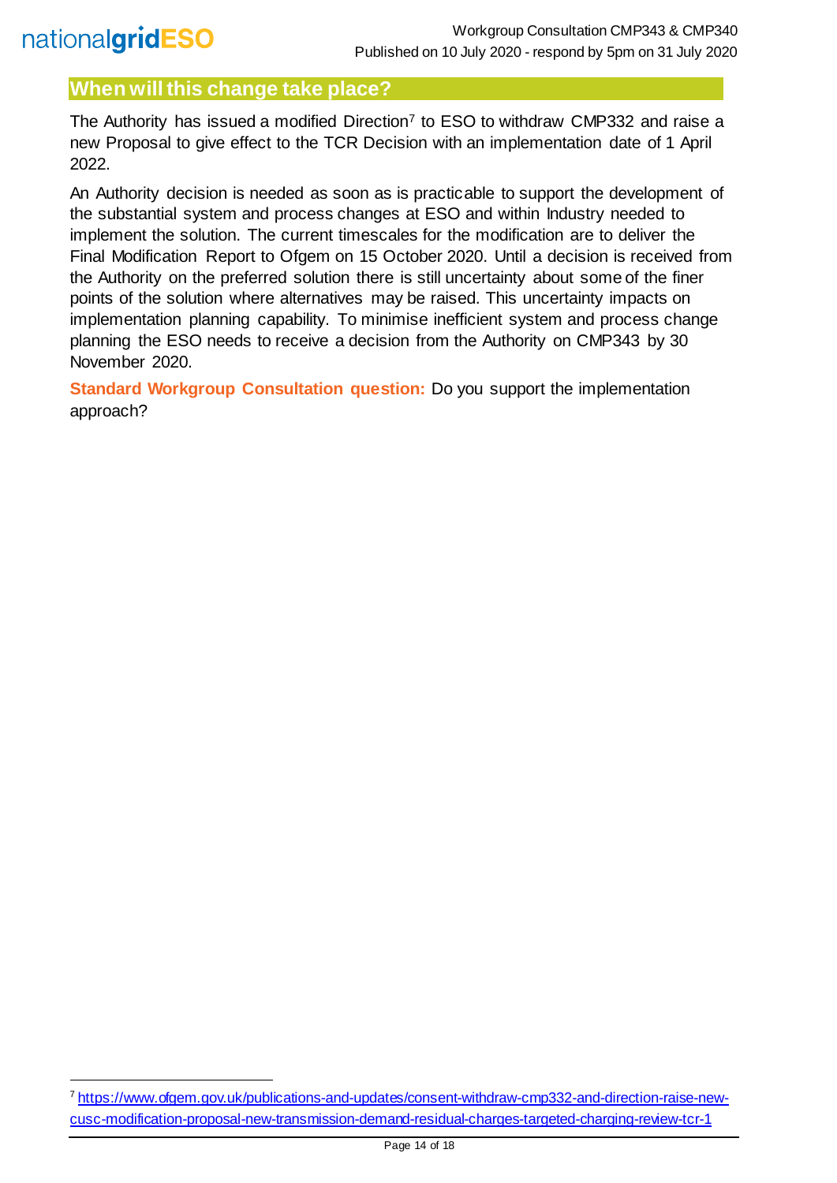## When will this change take place?

The Authority has issued a modified Direction[7] to ESO to withdraw CMP332 and raise a new Proposal to give effect to the TCR Decision with an implementation date of 1 April 2022.

An Authority decision is needed as soon as is practicable to support the development of the substantial system and process changes at ESO and within Industry needed to implement the solution. The current timescales for the modification are to deliver the Final Modification Report to Ofgem on 15 October 2020. Until a decision is received from the Authority on the preferred solution there is still uncertainty about some of the finer points of the solution where alternatives may be raised. This uncertainty impacts on implementation planning capability. To minimise inefficient system and process change planning the ESO needs to receive a decision from the Authority on CMP343 by 30 November 2020.

**Standard Workgroup Consultation question:** Do you support the implementation approach?

[7] https://www.ofgem.gov.uk/publications-and-updates/consent-withdraw-cmp332-and-direction-raise-new-cusc-modification-proposal-new-transmission-demand-residual-charges-targeted-charging-review-tcr-1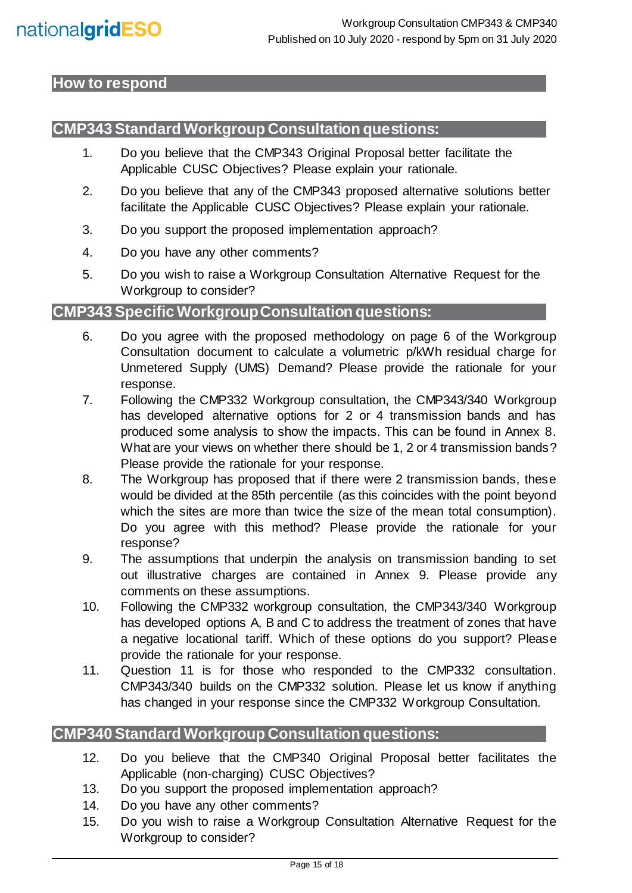## How to respond

### CMP343 Standard Workgroup Consultation questions:

1. Do you believe that the CMP343 Original Proposal better facilitate the Applicable CUSC Objectives? Please explain your rationale.
2. Do you believe that any of the CMP343 proposed alternative solutions better facilitate the Applicable CUSC Objectives? Please explain your rationale.
3. Do you support the proposed implementation approach?
4. Do you have any other comments?
5. Do you wish to raise a Workgroup Consultation Alternative Request for the Workgroup to consider?

### CMP343 Specific Workgroup Consultation questions:

6. Do you agree with the proposed methodology on page 6 of the Workgroup Consultation document to calculate a volumetric p/kWh residual charge for Unmetered Supply (UMS) Demand? Please provide the rationale for your response.
7. Following the CMP332 Workgroup consultation, the CMP343/340 Workgroup has developed alternative options for 2 or 4 transmission bands and has produced some analysis to show the impacts. This can be found in Annex 8. What are your views on whether there should be 1, 2 or 4 transmission bands? Please provide the rationale for your response.
8. The Workgroup has proposed that if there were 2 transmission bands, these would be divided at the 85th percentile (as this coincides with the point beyond which the sites are more than twice the size of the mean total consumption). Do you agree with this method? Please provide the rationale for your response?
9. The assumptions that underpin the analysis on transmission banding to set out illustrative charges are contained in Annex 9. Please provide any comments on these assumptions.
10. Following the CMP332 workgroup consultation, the CMP343/340 Workgroup has developed options A, B and C to address the treatment of zones that have a negative locational tariff. Which of these options do you support? Please provide the rationale for your response.
11. Question 11 is for those who responded to the CMP332 consultation. CMP343/340 builds on the CMP332 solution. Please let us know if anything has changed in your response since the CMP332 Workgroup Consultation.

### CMP340 Standard Workgroup Consultation questions:

12. Do you believe that the CMP340 Original Proposal better facilitates the Applicable (non-charging) CUSC Objectives?
13. Do you support the proposed implementation approach?
14. Do you have any other comments?
15. Do you wish to raise a Workgroup Consultation Alternative Request for the Workgroup to consider?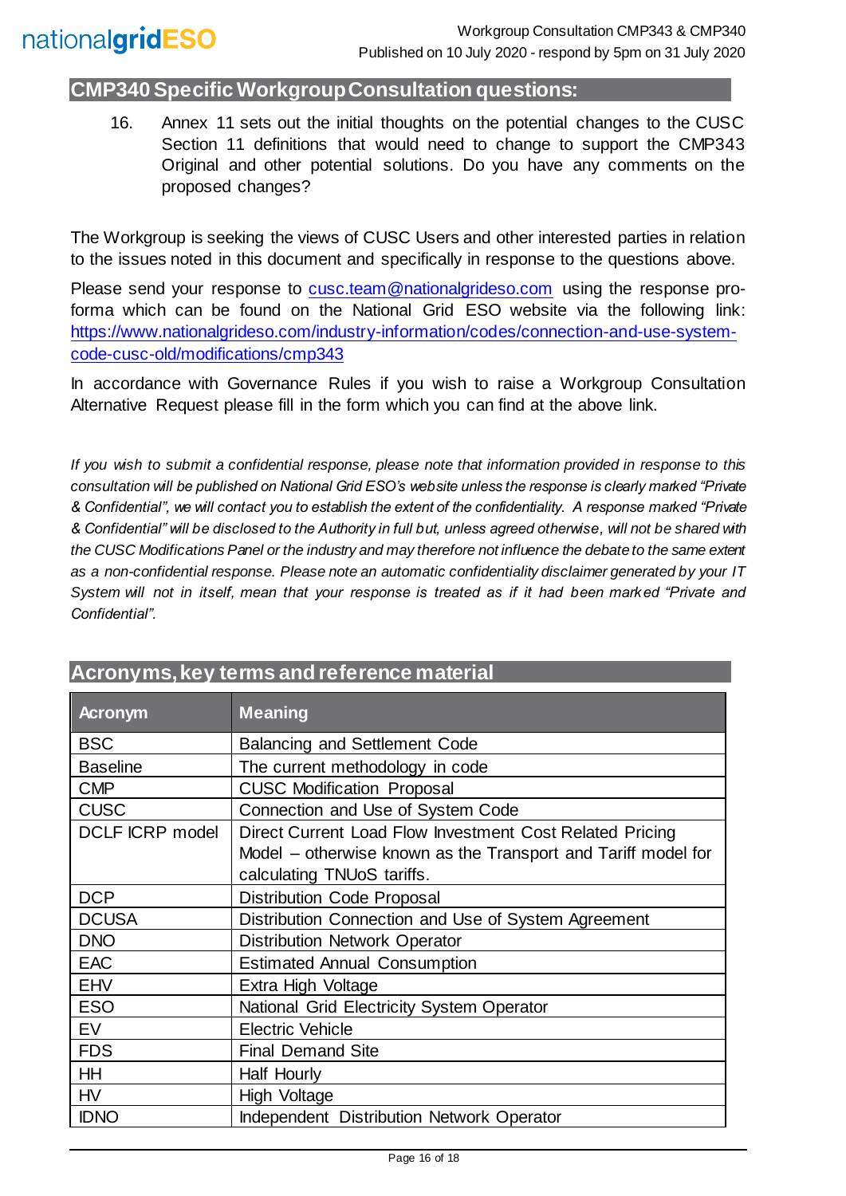## CMP340 Specific Workgroup Consultation questions:

16. Annex 11 sets out the initial thoughts on the potential changes to the CUSC Section 11 definitions that would need to change to support the CMP343 Original and other potential solutions. Do you have any comments on the proposed changes?

The Workgroup is seeking the views of CUSC Users and other interested parties in relation to the issues noted in this document and specifically in response to the questions above.

Please send your response to cusc.team@nationalgrideso.com using the response pro-forma which can be found on the National Grid ESO website via the following link: https://www.nationalgrideso.com/industry-information/codes/connection-and-use-system-code-cusc-old/modifications/cmp343

In accordance with Governance Rules if you wish to raise a Workgroup Consultation Alternative Request please fill in the form which you can find at the above link.

*If you wish to submit a confidential response, please note that information provided in response to this consultation will be published on National Grid ESO's website unless the response is clearly marked "Private & Confidential", we will contact you to establish the extent of the confidentiality. A response marked "Private & Confidential" will be disclosed to the Authority in full but, unless agreed otherwise, will not be shared with the CUSC Modifications Panel or the industry and may therefore not influence the debate to the same extent as a non-confidential response. Please note an automatic confidentiality disclaimer generated by your IT System will not in itself, mean that your response is treated as if it had been marked "Private and Confidential".*

## Acronyms, key terms and reference material

| Acronym | Meaning |
|---|---|
| BSC | Balancing and Settlement Code |
| Baseline | The current methodology in code |
| CMP | CUSC Modification Proposal |
| CUSC | Connection and Use of System Code |
| DCLF ICRP model | Direct Current Load Flow Investment Cost Related Pricing Model – otherwise known as the Transport and Tariff model for calculating TNUoS tariffs. |
| DCP | Distribution Code Proposal |
| DCUSA | Distribution Connection and Use of System Agreement |
| DNO | Distribution Network Operator |
| EAC | Estimated Annual Consumption |
| EHV | Extra High Voltage |
| ESO | National Grid Electricity System Operator |
| EV | Electric Vehicle |
| FDS | Final Demand Site |
| HH | Half Hourly |
| HV | High Voltage |
| IDNO | Independent Distribution Network Operator |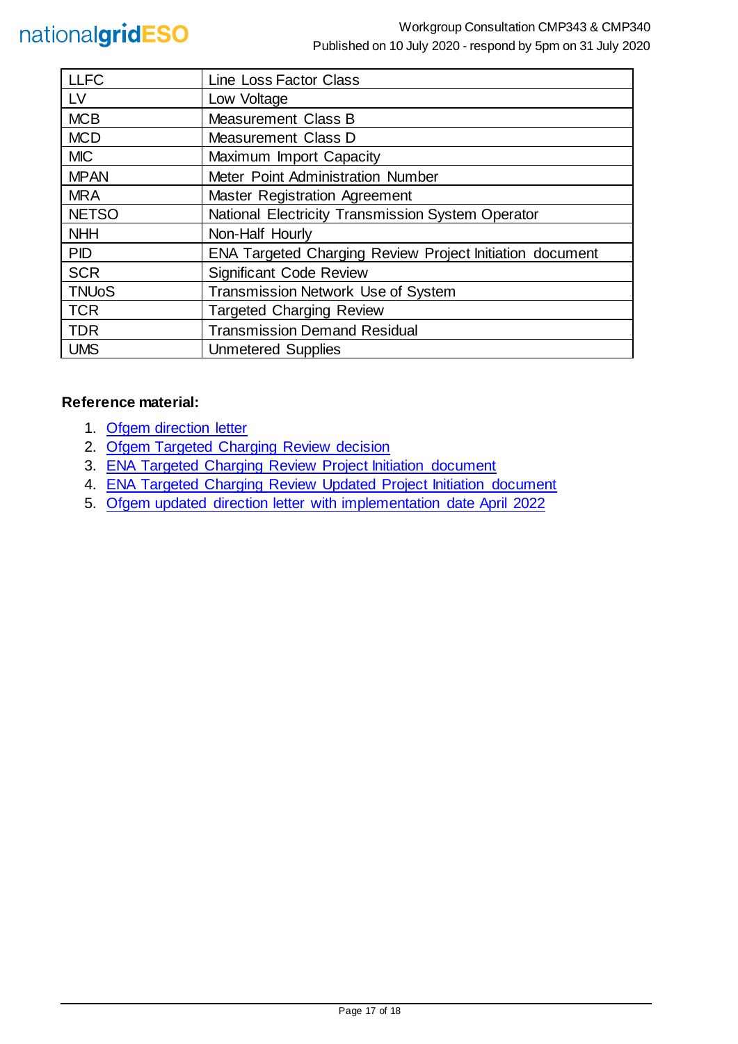| | |
|---|---|
| LLFC | Line Loss Factor Class |
| LV | Low Voltage |
| MCB | Measurement Class B |
| MCD | Measurement Class D |
| MIC | Maximum Import Capacity |
| MPAN | Meter Point Administration Number |
| MRA | Master Registration Agreement |
| NETSO | National Electricity Transmission System Operator |
| NHH | Non-Half Hourly |
| PID | ENA Targeted Charging Review Project Initiation document |
| SCR | Significant Code Review |
| TNUoS | Transmission Network Use of System |
| TCR | Targeted Charging Review |
| TDR | Transmission Demand Residual |
| UMS | Unmetered Supplies |

**Reference material:**

1. Ofgem direction letter
2. Ofgem Targeted Charging Review decision
3. ENA Targeted Charging Review Project Initiation document
4. ENA Targeted Charging Review Updated Project Initiation document
5. Ofgem updated direction letter with implementation date April 2022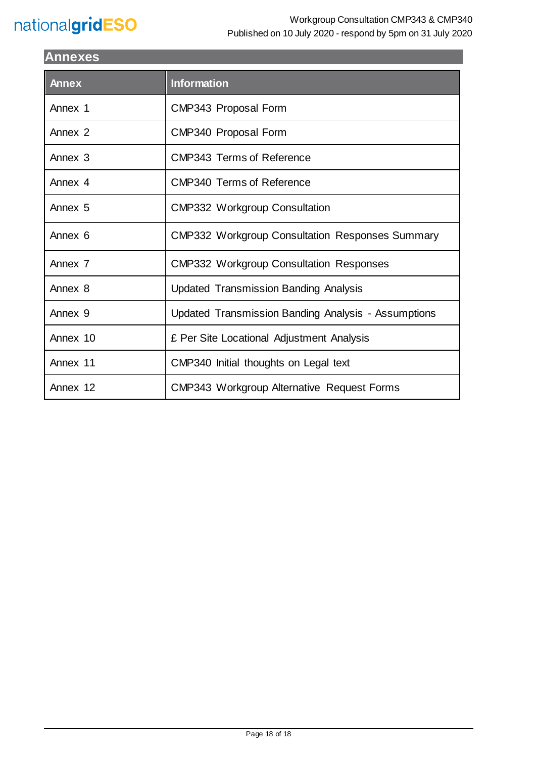## Annexes

| Annex | Information |
|---|---|
| Annex 1 | CMP343 Proposal Form |
| Annex 2 | CMP340 Proposal Form |
| Annex 3 | CMP343 Terms of Reference |
| Annex 4 | CMP340 Terms of Reference |
| Annex 5 | CMP332 Workgroup Consultation |
| Annex 6 | CMP332 Workgroup Consultation Responses Summary |
| Annex 7 | CMP332 Workgroup Consultation Responses |
| Annex 8 | Updated Transmission Banding Analysis |
| Annex 9 | Updated Transmission Banding Analysis - Assumptions |
| Annex 10 | £ Per Site Locational Adjustment Analysis |
| Annex 11 | CMP340 Initial thoughts on Legal text |
| Annex 12 | CMP343 Workgroup Alternative Request Forms |